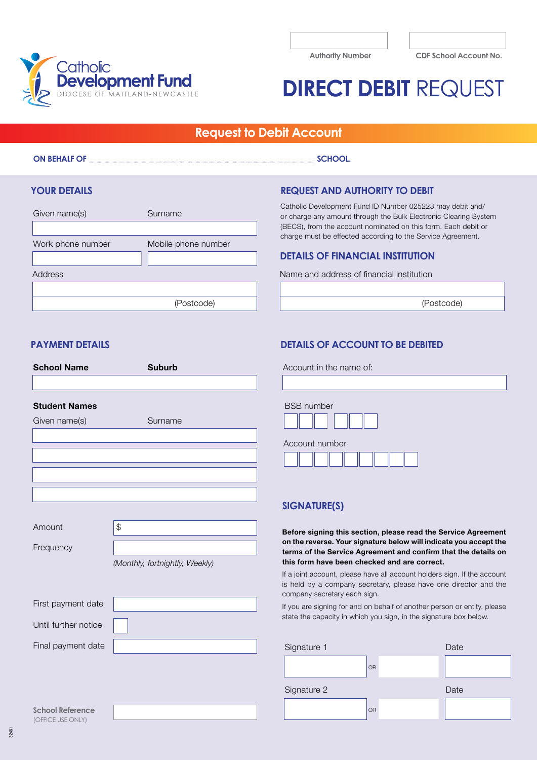Catholic Development Fund
DIOCESE OF MAITLAND-NEWCASTLE

Authority Number

CDF School Account No.

# DIRECT DEBIT REQUEST

## Request to Debit Account

**ON BEHALF OF** .................................................................................................................. **SCHOOL.**

## YOUR DETAILS

Given name(s) Surname

Work phone number Mobile phone number

Address

(Postcode)

## REQUEST AND AUTHORITY TO DEBIT

Catholic Development Fund ID Number 025223 may debit and/ or charge any amount through the Bulk Electronic Clearing System (BECS), from the account nominated on this form. Each debit or charge must be effected according to the Service Agreement.

## DETAILS OF FINANCIAL INSTITUTION

Name and address of financial institution

(Postcode)

## PAYMENT DETAILS

**School Name** **Suburb**

**Student Names**

Given name(s) Surname

Amount $

Frequency

*(Monthly, fortnightly, Weekly)*

First payment date

Until further notice

Final payment date

School Reference
(OFFICE USE ONLY)

## DETAILS OF ACCOUNT TO BE DEBITED

Account in the name of:

BSB number

Account number

## SIGNATURE(S)

**Before signing this section, please read the Service Agreement on the reverse. Your signature below will indicate you accept the terms of the Service Agreement and confirm that the details on this form have been checked and are correct.**

If a joint account, please have all account holders sign. If the account is held by a company secretary, please have one director and the company secretary each sign.

If you are signing for and on behalf of another person or entity, please state the capacity in which you sign, in the signature box below.

Signature 1 OR Date

Signature 2 OR Date

32481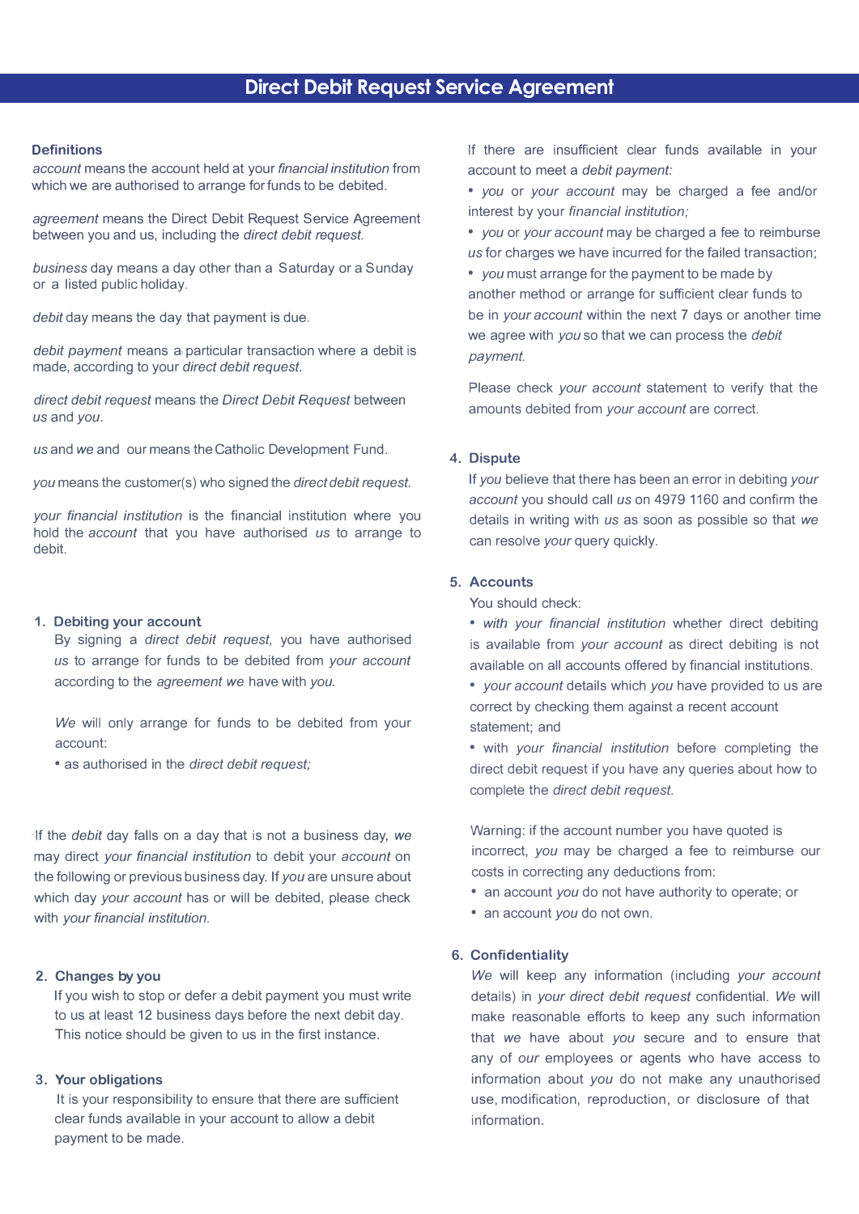# Direct Debit Request Service Agreement

## Definitions

*account* means the account held at your *financial institution* from which we are authorised to arrange for funds to be debited.

*agreement* means the Direct Debit Request Service Agreement between you and us, including the *direct debit request.*

*business* day means a day other than a Saturday or a Sunday or a listed public holiday.

*debit* day means the day that payment is due.

*debit payment* means a particular transaction where a debit is made, according to your *direct debit request.*

*direct debit request* means the *Direct Debit Request* between *us* and *you.*

*us* and *we* and our means the Catholic Development Fund.

*you* means the customer(s) who signed the *direct debit request.*

*your financial institution* is the financial institution where you hold the *account* that you have authorised *us* to arrange to debit.

## 1. Debiting your account

By signing a *direct debit request,* you have authorised *us* to arrange for funds to be debited from *your account* according to the *agreement we* have with *you.*

*We* will only arrange for funds to be debited from your account:

- as authorised in the *direct debit request;*

If the *debit* day falls on a day that is not a business day, *we* may direct *your financial institution* to debit your *account* on the following or previous business day. If *you* are unsure about which day *your account* has or will be debited, please check with *your financial institution.*

## 2. Changes by you

If you wish to stop or defer a debit payment you must write to us at least 12 business days before the next debit day. This notice should be given to us in the first instance.

## 3. Your obligations

It is your responsibility to ensure that there are sufficient clear funds available in your account to allow a debit payment to be made.

If there are insufficient clear funds available in your account to meet a *debit payment:*

- *you* or *your account* may be charged a fee and/or interest by your *financial institution;*
- *you* or *your account* may be charged a fee to reimburse *us* for charges we have incurred for the failed transaction;
- *you* must arrange for the payment to be made by another method or arrange for sufficient clear funds to be in *your account* within the next 7 days or another time we agree with *you* so that we can process the *debit payment.*

Please check *your account* statement to verify that the amounts debited from *your account* are correct.

## 4. Dispute

If *you* believe that there has been an error in debiting *your account* you should call *us* on 4979 1160 and confirm the details in writing with *us* as soon as possible so that *we* can resolve *your* query quickly.

## 5. Accounts

You should check:

- *with your financial institution* whether direct debiting is available from *your account* as direct debiting is not available on all accounts offered by financial institutions.
- *your account* details which *you* have provided to us are correct by checking them against a recent account statement; and
- with *your financial institution* before completing the direct debit request if you have any queries about how to complete the *direct debit request.*

Warning: if the account number you have quoted is incorrect, *you* may be charged a fee to reimburse our costs in correcting any deductions from:

- an account *you* do not have authority to operate; or
- an account *you* do not own.

## 6. Confidentiality

*We* will keep any information (including *your account* details) in *your direct debit request* confidential. *We* will make reasonable efforts to keep any such information that *we* have about *you* secure and to ensure that any of *our* employees or agents who have access to information about *you* do not make any unauthorised use, modification, reproduction, or disclosure of that information.